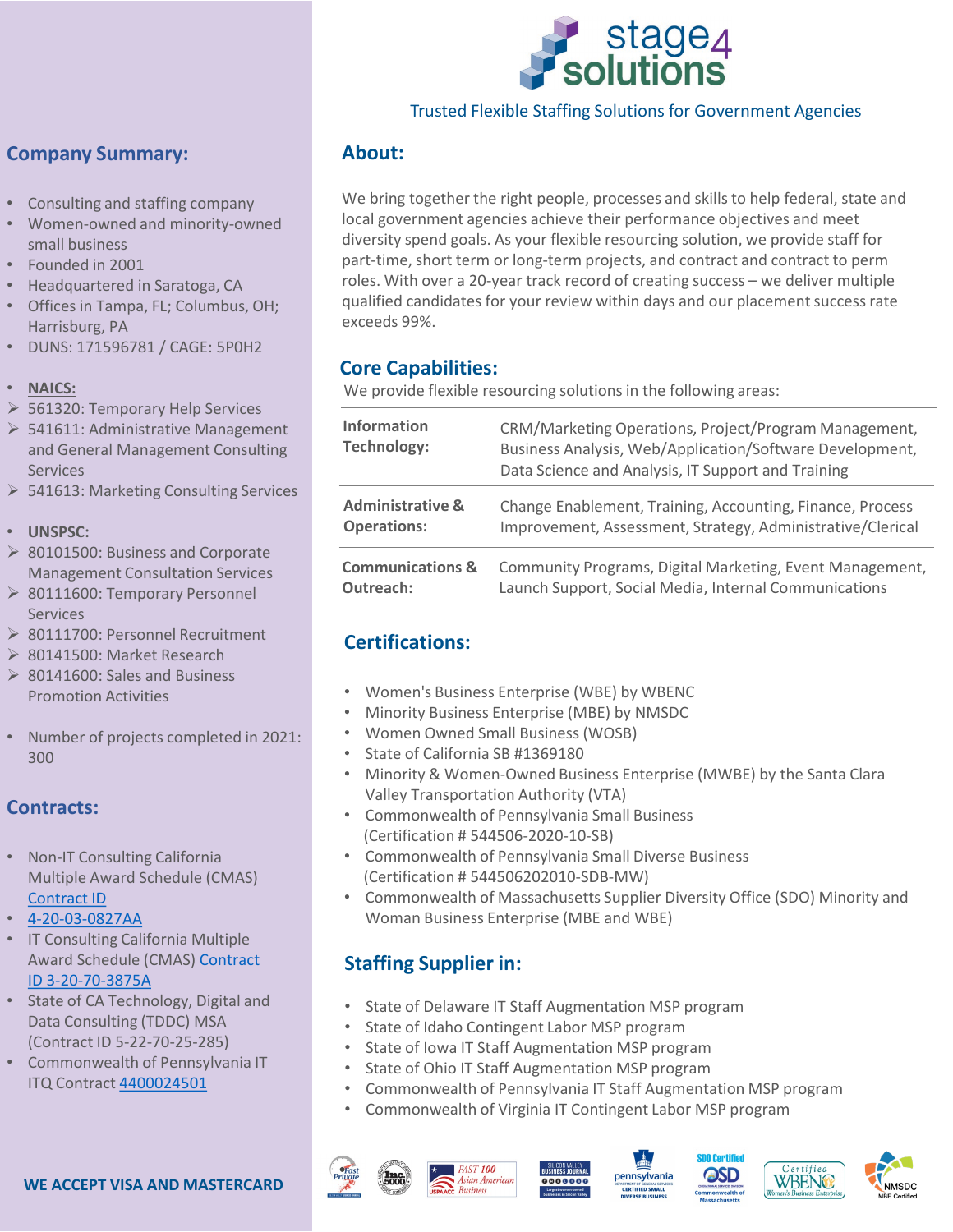# stage4 solutions

Trusted Flexible Staffing Solutions for Government Agencies

## Company Summary:

- Consulting and staffing company
- Women-owned and minority-owned small business
- Founded in 2001
- Headquartered in Saratoga, CA
- Offices in Tampa, FL; Columbus, OH; Harrisburg, PA
- DUNS: 171596781 / CAGE: 5P0H2

- **NAICS:**
  - 561320: Temporary Help Services
  - 541611: Administrative Management and General Management Consulting Services
  - 541613: Marketing Consulting Services

- **UNSPSC:**
  - 80101500: Business and Corporate Management Consultation Services
  - 80111600: Temporary Personnel Services
  - 80111700: Personnel Recruitment
  - 80141500: Market Research
  - 80141600: Sales and Business Promotion Activities

- Number of projects completed in 2021: 300

## Contracts:

- Non-IT Consulting California Multiple Award Schedule (CMAS) Contract ID
- 4-20-03-0827AA
- IT Consulting California Multiple Award Schedule (CMAS) Contract ID 3-20-70-3875A
- State of CA Technology, Digital and Data Consulting (TDDC) MSA (Contract ID 5-22-70-25-285)
- Commonwealth of Pennsylvania IT ITQ Contract 4400024501

**WE ACCEPT VISA AND MASTERCARD**

## About:

We bring together the right people, processes and skills to help federal, state and local government agencies achieve their performance objectives and meet diversity spend goals. As your flexible resourcing solution, we provide staff for part-time, short term or long-term projects, and contract and contract to perm roles. With over a 20-year track record of creating success – we deliver multiple qualified candidates for your review within days and our placement success rate exceeds 99%.

## Core Capabilities:

We provide flexible resourcing solutions in the following areas:

| | |
|---|---|
| **Information Technology:** | CRM/Marketing Operations, Project/Program Management, Business Analysis, Web/Application/Software Development, Data Science and Analysis, IT Support and Training |
| **Administrative & Operations:** | Change Enablement, Training, Accounting, Finance, Process Improvement, Assessment, Strategy, Administrative/Clerical |
| **Communications & Outreach:** | Community Programs, Digital Marketing, Event Management, Launch Support, Social Media, Internal Communications |

## Certifications:

- Women's Business Enterprise (WBE) by WBENC
- Minority Business Enterprise (MBE) by NMSDC
- Women Owned Small Business (WOSB)
- State of California SB #1369180
- Minority & Women-Owned Business Enterprise (MWBE) by the Santa Clara Valley Transportation Authority (VTA)
- Commonwealth of Pennsylvania Small Business (Certification # 544506-2020-10-SB)
- Commonwealth of Pennsylvania Small Diverse Business (Certification # 544506202010-SDB-MW)
- Commonwealth of Massachusetts Supplier Diversity Office (SDO) Minority and Woman Business Enterprise (MBE and WBE)

## Staffing Supplier in:

- State of Delaware IT Staff Augmentation MSP program
- State of Idaho Contingent Labor MSP program
- State of Iowa IT Staff Augmentation MSP program
- State of Ohio IT Staff Augmentation MSP program
- Commonwealth of Pennsylvania IT Staff Augmentation MSP program
- Commonwealth of Virginia IT Contingent Labor MSP program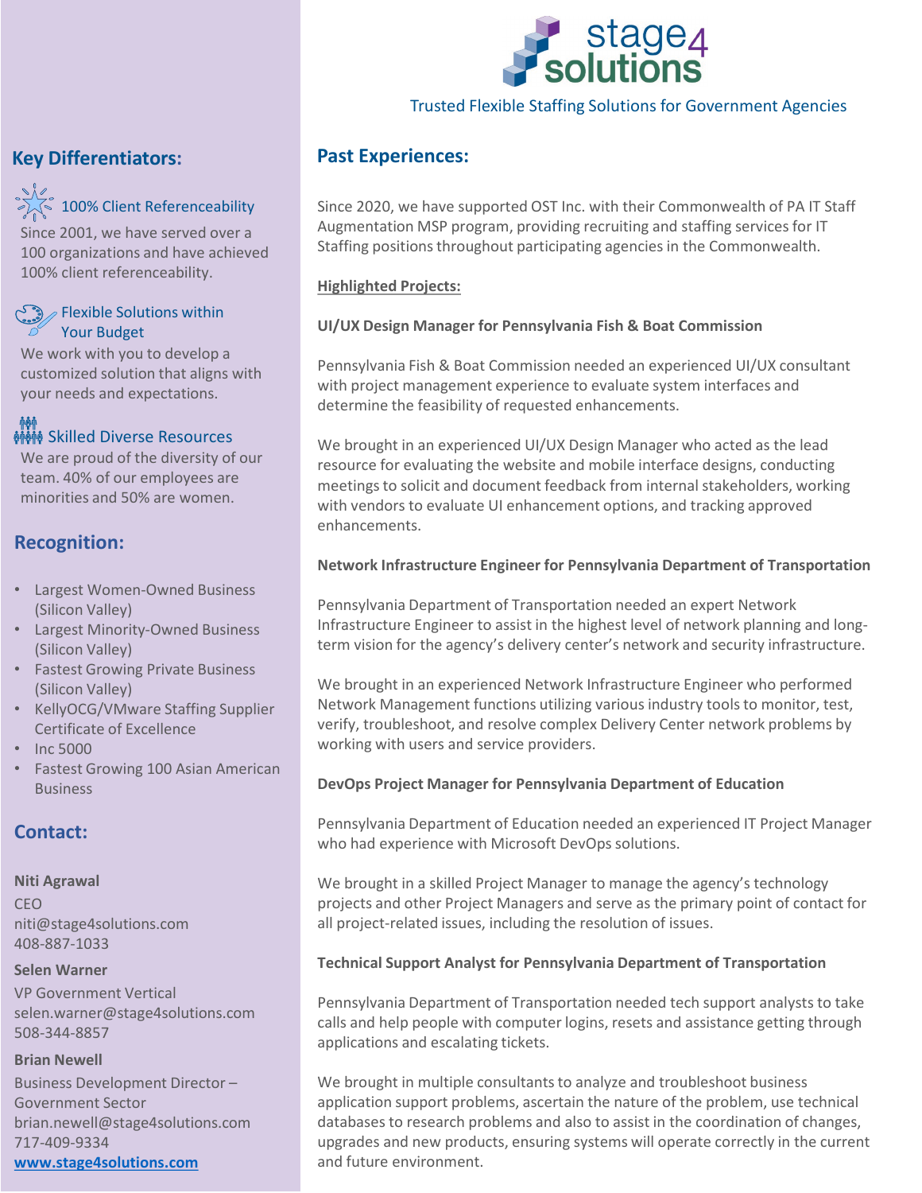stage4 solutions

Trusted Flexible Staffing Solutions for Government Agencies

## Past Experiences:

Since 2020, we have supported OST Inc. with their Commonwealth of PA IT Staff Augmentation MSP program, providing recruiting and staffing services for IT Staffing positions throughout participating agencies in the Commonwealth.

**Highlighted Projects:**

**UI/UX Design Manager for Pennsylvania Fish & Boat Commission**

Pennsylvania Fish & Boat Commission needed an experienced UI/UX consultant with project management experience to evaluate system interfaces and determine the feasibility of requested enhancements.

We brought in an experienced UI/UX Design Manager who acted as the lead resource for evaluating the website and mobile interface designs, conducting meetings to solicit and document feedback from internal stakeholders, working with vendors to evaluate UI enhancement options, and tracking approved enhancements.

**Network Infrastructure Engineer for Pennsylvania Department of Transportation**

Pennsylvania Department of Transportation needed an expert Network Infrastructure Engineer to assist in the highest level of network planning and long-term vision for the agency's delivery center's network and security infrastructure.

We brought in an experienced Network Infrastructure Engineer who performed Network Management functions utilizing various industry tools to monitor, test, verify, troubleshoot, and resolve complex Delivery Center network problems by working with users and service providers.

**DevOps Project Manager for Pennsylvania Department of Education**

Pennsylvania Department of Education needed an experienced IT Project Manager who had experience with Microsoft DevOps solutions.

We brought in a skilled Project Manager to manage the agency's technology projects and other Project Managers and serve as the primary point of contact for all project-related issues, including the resolution of issues.

**Technical Support Analyst for Pennsylvania Department of Transportation**

Pennsylvania Department of Transportation needed tech support analysts to take calls and help people with computer logins, resets and assistance getting through applications and escalating tickets.

We brought in multiple consultants to analyze and troubleshoot business application support problems, ascertain the nature of the problem, use technical databases to research problems and also to assist in the coordination of changes, upgrades and new products, ensuring systems will operate correctly in the current and future environment.

## Key Differentiators:

**100% Client Referenceability**

Since 2001, we have served over a 100 organizations and have achieved 100% client referenceability.

**Flexible Solutions within Your Budget**

We work with you to develop a customized solution that aligns with your needs and expectations.

**Skilled Diverse Resources**

We are proud of the diversity of our team. 40% of our employees are minorities and 50% are women.

## Recognition:

- Largest Women-Owned Business (Silicon Valley)
- Largest Minority-Owned Business (Silicon Valley)
- Fastest Growing Private Business (Silicon Valley)
- KellyOCG/VMware Staffing Supplier Certificate of Excellence
- Inc 5000
- Fastest Growing 100 Asian American Business

## Contact:

**Niti Agrawal**
CEO
niti@stage4solutions.com
408-887-1033

**Selen Warner**
VP Government Vertical
selen.warner@stage4solutions.com
508-344-8857

**Brian Newell**
Business Development Director – Government Sector
brian.newell@stage4solutions.com
717-409-9334

**www.stage4solutions.com**